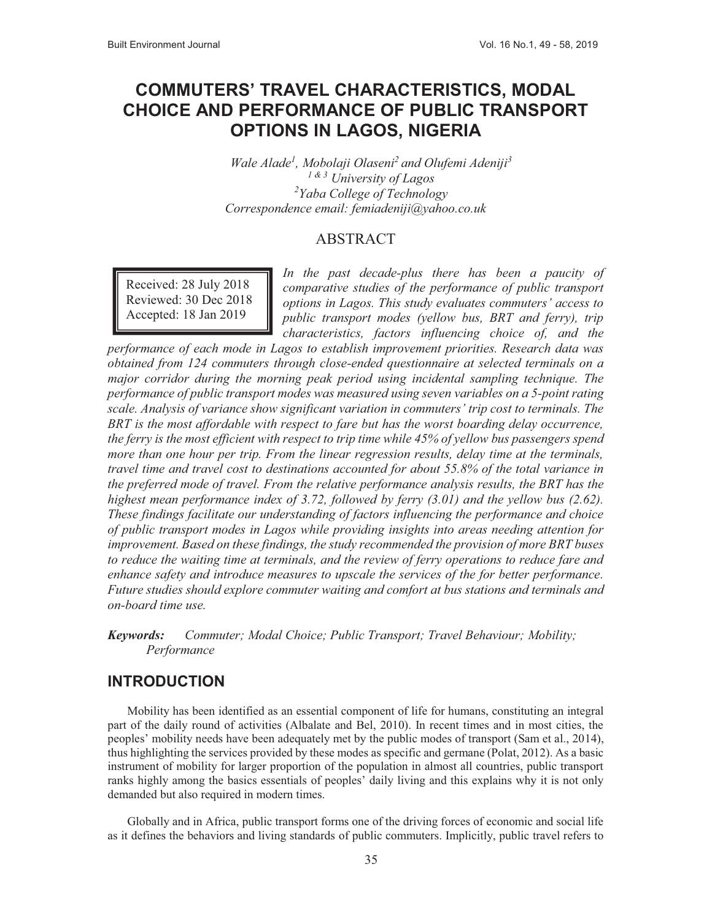# COMMUTERS' TRAVEL CHARACTERISTICS, MODAL CHOICE AND PERFORMANCE OF PUBLIC TRANSPORT OPTIONS IN LAGOS, NIGERIA

*Wale Alade[1], Mobolaji Olaseni[2] and Olufemi Adeniji[3]*
*[1 & 3] University of Lagos*
*[2]Yaba College of Technology*
*Correspondence email: femiadeniji@yahoo.co.uk*

## ABSTRACT

Received: 28 July 2018
Reviewed: 30 Dec 2018
Accepted: 18 Jan 2019

*In the past decade-plus there has been a paucity of comparative studies of the performance of public transport options in Lagos. This study evaluates commuters' access to public transport modes (yellow bus, BRT and ferry), trip characteristics, factors influencing choice of, and the performance of each mode in Lagos to establish improvement priorities. Research data was obtained from 124 commuters through close-ended questionnaire at selected terminals on a major corridor during the morning peak period using incidental sampling technique. The performance of public transport modes was measured using seven variables on a 5-point rating scale. Analysis of variance show significant variation in commuters' trip cost to terminals. The BRT is the most affordable with respect to fare but has the worst boarding delay occurrence, the ferry is the most efficient with respect to trip time while 45% of yellow bus passengers spend more than one hour per trip. From the linear regression results, delay time at the terminals, travel time and travel cost to destinations accounted for about 55.8% of the total variance in the preferred mode of travel. From the relative performance analysis results, the BRT has the highest mean performance index of 3.72, followed by ferry (3.01) and the yellow bus (2.62). These findings facilitate our understanding of factors influencing the performance and choice of public transport modes in Lagos while providing insights into areas needing attention for improvement. Based on these findings, the study recommended the provision of more BRT buses to reduce the waiting time at terminals, and the review of ferry operations to reduce fare and enhance safety and introduce measures to upscale the services of the for better performance. Future studies should explore commuter waiting and comfort at bus stations and terminals and on-board time use.*

***Keywords:*** *Commuter; Modal Choice; Public Transport; Travel Behaviour; Mobility; Performance*

## INTRODUCTION

Mobility has been identified as an essential component of life for humans, constituting an integral part of the daily round of activities (Albalate and Bel, 2010). In recent times and in most cities, the peoples' mobility needs have been adequately met by the public modes of transport (Sam et al., 2014), thus highlighting the services provided by these modes as specific and germane (Polat, 2012). As a basic instrument of mobility for larger proportion of the population in almost all countries, public transport ranks highly among the basics essentials of peoples' daily living and this explains why it is not only demanded but also required in modern times.

Globally and in Africa, public transport forms one of the driving forces of economic and social life as it defines the behaviors and living standards of public commuters. Implicitly, public travel refers to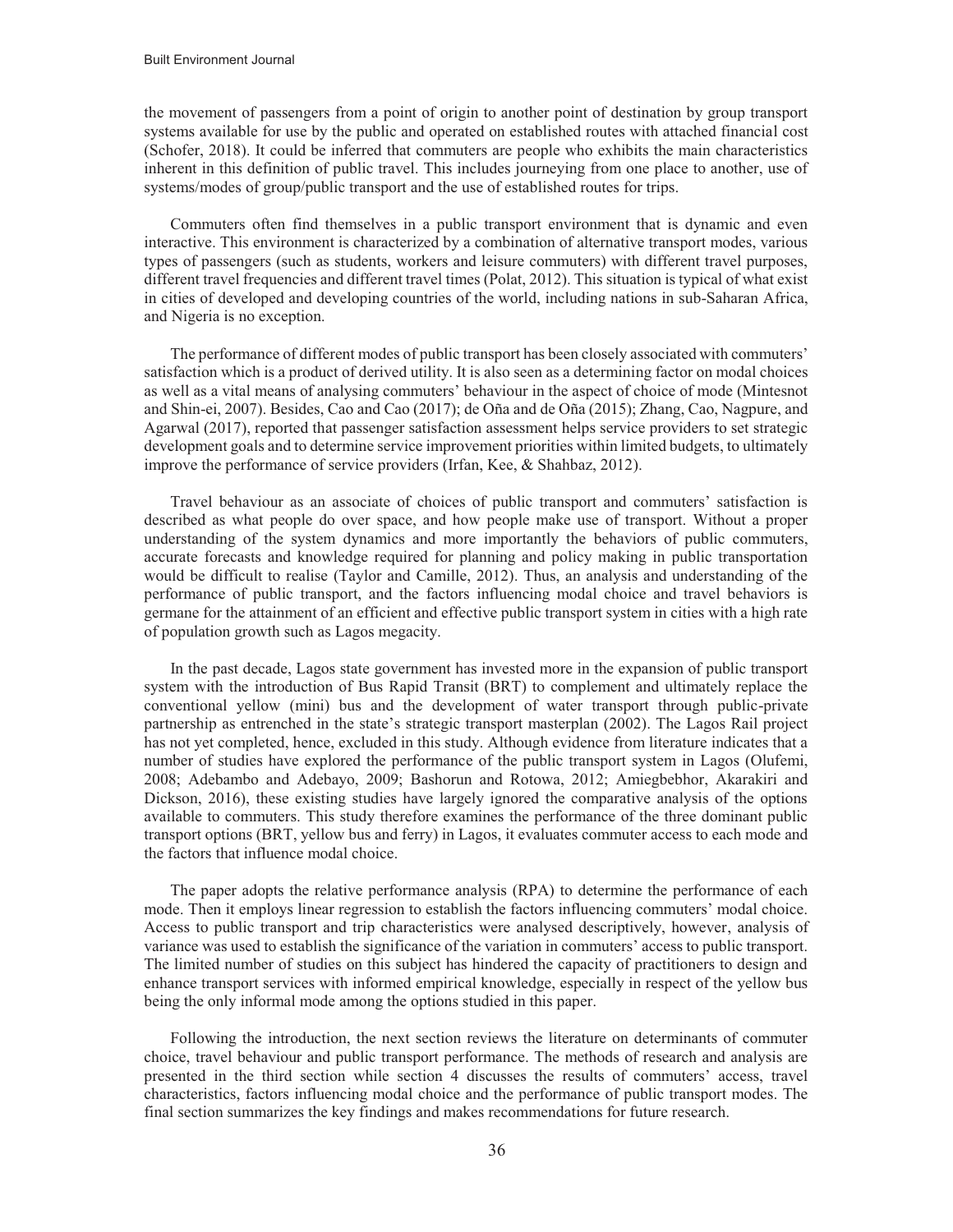the movement of passengers from a point of origin to another point of destination by group transport systems available for use by the public and operated on established routes with attached financial cost (Schofer, 2018). It could be inferred that commuters are people who exhibits the main characteristics inherent in this definition of public travel. This includes journeying from one place to another, use of systems/modes of group/public transport and the use of established routes for trips.

Commuters often find themselves in a public transport environment that is dynamic and even interactive. This environment is characterized by a combination of alternative transport modes, various types of passengers (such as students, workers and leisure commuters) with different travel purposes, different travel frequencies and different travel times (Polat, 2012). This situation is typical of what exist in cities of developed and developing countries of the world, including nations in sub-Saharan Africa, and Nigeria is no exception.

The performance of different modes of public transport has been closely associated with commuters' satisfaction which is a product of derived utility. It is also seen as a determining factor on modal choices as well as a vital means of analysing commuters' behaviour in the aspect of choice of mode (Mintesnot and Shin-ei, 2007). Besides, Cao and Cao (2017); de Oña and de Oña (2015); Zhang, Cao, Nagpure, and Agarwal (2017), reported that passenger satisfaction assessment helps service providers to set strategic development goals and to determine service improvement priorities within limited budgets, to ultimately improve the performance of service providers (Irfan, Kee, & Shahbaz, 2012).

Travel behaviour as an associate of choices of public transport and commuters' satisfaction is described as what people do over space, and how people make use of transport. Without a proper understanding of the system dynamics and more importantly the behaviors of public commuters, accurate forecasts and knowledge required for planning and policy making in public transportation would be difficult to realise (Taylor and Camille, 2012). Thus, an analysis and understanding of the performance of public transport, and the factors influencing modal choice and travel behaviors is germane for the attainment of an efficient and effective public transport system in cities with a high rate of population growth such as Lagos megacity.

In the past decade, Lagos state government has invested more in the expansion of public transport system with the introduction of Bus Rapid Transit (BRT) to complement and ultimately replace the conventional yellow (mini) bus and the development of water transport through public-private partnership as entrenched in the state's strategic transport masterplan (2002). The Lagos Rail project has not yet completed, hence, excluded in this study. Although evidence from literature indicates that a number of studies have explored the performance of the public transport system in Lagos (Olufemi, 2008; Adebambo and Adebayo, 2009; Bashorun and Rotowa, 2012; Amiegbebhor, Akarakiri and Dickson, 2016), these existing studies have largely ignored the comparative analysis of the options available to commuters. This study therefore examines the performance of the three dominant public transport options (BRT, yellow bus and ferry) in Lagos, it evaluates commuter access to each mode and the factors that influence modal choice.

The paper adopts the relative performance analysis (RPA) to determine the performance of each mode. Then it employs linear regression to establish the factors influencing commuters' modal choice. Access to public transport and trip characteristics were analysed descriptively, however, analysis of variance was used to establish the significance of the variation in commuters' access to public transport. The limited number of studies on this subject has hindered the capacity of practitioners to design and enhance transport services with informed empirical knowledge, especially in respect of the yellow bus being the only informal mode among the options studied in this paper.

Following the introduction, the next section reviews the literature on determinants of commuter choice, travel behaviour and public transport performance. The methods of research and analysis are presented in the third section while section 4 discusses the results of commuters' access, travel characteristics, factors influencing modal choice and the performance of public transport modes. The final section summarizes the key findings and makes recommendations for future research.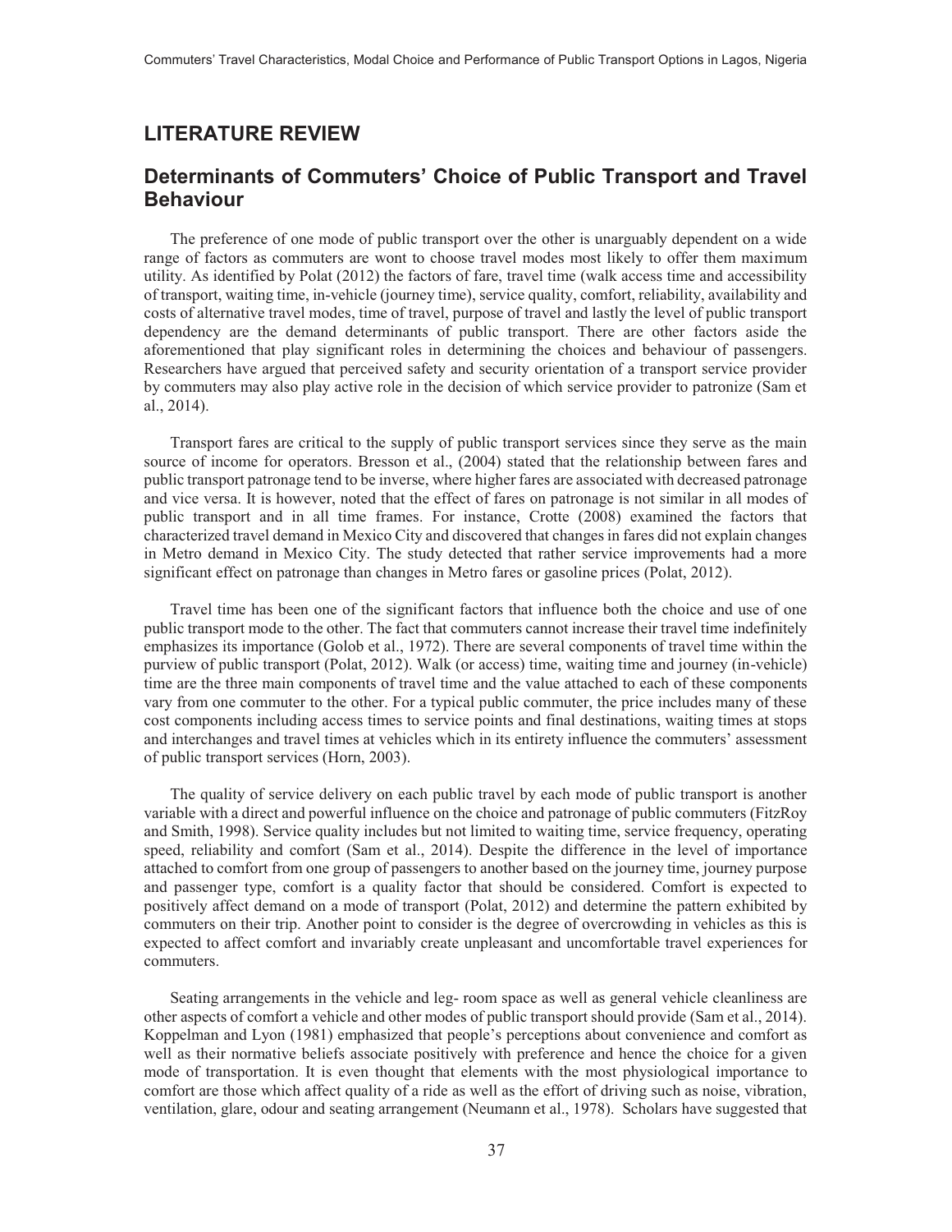## LITERATURE REVIEW

### Determinants of Commuters' Choice of Public Transport and Travel Behaviour

The preference of one mode of public transport over the other is unarguably dependent on a wide range of factors as commuters are wont to choose travel modes most likely to offer them maximum utility. As identified by Polat (2012) the factors of fare, travel time (walk access time and accessibility of transport, waiting time, in-vehicle (journey time), service quality, comfort, reliability, availability and costs of alternative travel modes, time of travel, purpose of travel and lastly the level of public transport dependency are the demand determinants of public transport. There are other factors aside the aforementioned that play significant roles in determining the choices and behaviour of passengers. Researchers have argued that perceived safety and security orientation of a transport service provider by commuters may also play active role in the decision of which service provider to patronize (Sam et al., 2014).

Transport fares are critical to the supply of public transport services since they serve as the main source of income for operators. Bresson et al., (2004) stated that the relationship between fares and public transport patronage tend to be inverse, where higher fares are associated with decreased patronage and vice versa. It is however, noted that the effect of fares on patronage is not similar in all modes of public transport and in all time frames. For instance, Crotte (2008) examined the factors that characterized travel demand in Mexico City and discovered that changes in fares did not explain changes in Metro demand in Mexico City. The study detected that rather service improvements had a more significant effect on patronage than changes in Metro fares or gasoline prices (Polat, 2012).

Travel time has been one of the significant factors that influence both the choice and use of one public transport mode to the other. The fact that commuters cannot increase their travel time indefinitely emphasizes its importance (Golob et al., 1972). There are several components of travel time within the purview of public transport (Polat, 2012). Walk (or access) time, waiting time and journey (in-vehicle) time are the three main components of travel time and the value attached to each of these components vary from one commuter to the other. For a typical public commuter, the price includes many of these cost components including access times to service points and final destinations, waiting times at stops and interchanges and travel times at vehicles which in its entirety influence the commuters' assessment of public transport services (Horn, 2003).

The quality of service delivery on each public travel by each mode of public transport is another variable with a direct and powerful influence on the choice and patronage of public commuters (FitzRoy and Smith, 1998). Service quality includes but not limited to waiting time, service frequency, operating speed, reliability and comfort (Sam et al., 2014). Despite the difference in the level of importance attached to comfort from one group of passengers to another based on the journey time, journey purpose and passenger type, comfort is a quality factor that should be considered. Comfort is expected to positively affect demand on a mode of transport (Polat, 2012) and determine the pattern exhibited by commuters on their trip. Another point to consider is the degree of overcrowding in vehicles as this is expected to affect comfort and invariably create unpleasant and uncomfortable travel experiences for commuters.

Seating arrangements in the vehicle and leg- room space as well as general vehicle cleanliness are other aspects of comfort a vehicle and other modes of public transport should provide (Sam et al., 2014). Koppelman and Lyon (1981) emphasized that people's perceptions about convenience and comfort as well as their normative beliefs associate positively with preference and hence the choice for a given mode of transportation. It is even thought that elements with the most physiological importance to comfort are those which affect quality of a ride as well as the effort of driving such as noise, vibration, ventilation, glare, odour and seating arrangement (Neumann et al., 1978). Scholars have suggested that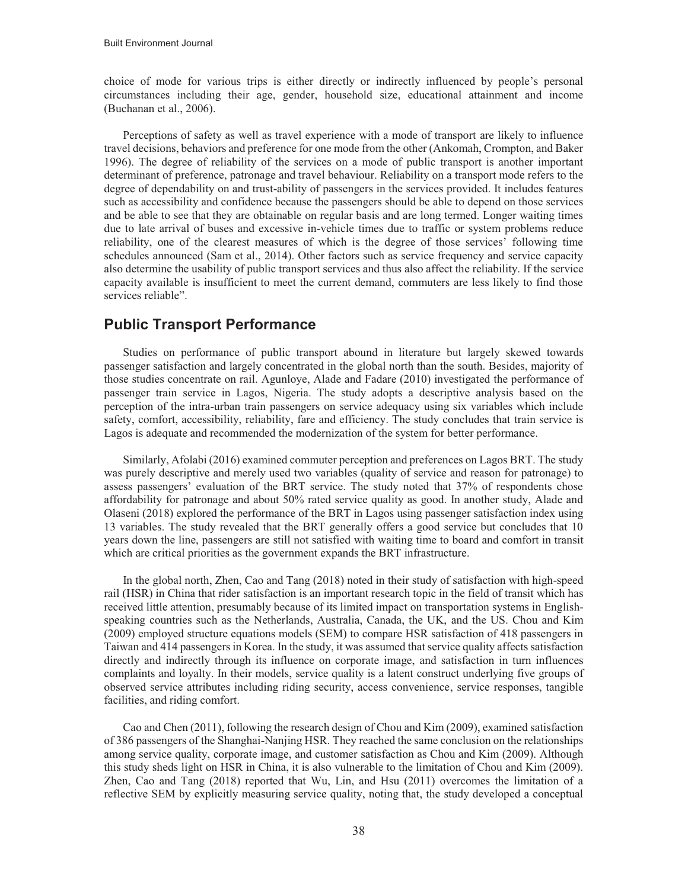choice of mode for various trips is either directly or indirectly influenced by people's personal circumstances including their age, gender, household size, educational attainment and income (Buchanan et al., 2006).

Perceptions of safety as well as travel experience with a mode of transport are likely to influence travel decisions, behaviors and preference for one mode from the other (Ankomah, Crompton, and Baker 1996). The degree of reliability of the services on a mode of public transport is another important determinant of preference, patronage and travel behaviour. Reliability on a transport mode refers to the degree of dependability on and trust-ability of passengers in the services provided. It includes features such as accessibility and confidence because the passengers should be able to depend on those services and be able to see that they are obtainable on regular basis and are long termed. Longer waiting times due to late arrival of buses and excessive in-vehicle times due to traffic or system problems reduce reliability, one of the clearest measures of which is the degree of those services' following time schedules announced (Sam et al., 2014). Other factors such as service frequency and service capacity also determine the usability of public transport services and thus also affect the reliability. If the service capacity available is insufficient to meet the current demand, commuters are less likely to find those services reliable".

## Public Transport Performance

Studies on performance of public transport abound in literature but largely skewed towards passenger satisfaction and largely concentrated in the global north than the south. Besides, majority of those studies concentrate on rail. Agunloye, Alade and Fadare (2010) investigated the performance of passenger train service in Lagos, Nigeria. The study adopts a descriptive analysis based on the perception of the intra-urban train passengers on service adequacy using six variables which include safety, comfort, accessibility, reliability, fare and efficiency. The study concludes that train service is Lagos is adequate and recommended the modernization of the system for better performance.

Similarly, Afolabi (2016) examined commuter perception and preferences on Lagos BRT. The study was purely descriptive and merely used two variables (quality of service and reason for patronage) to assess passengers' evaluation of the BRT service. The study noted that 37% of respondents chose affordability for patronage and about 50% rated service quality as good. In another study, Alade and Olaseni (2018) explored the performance of the BRT in Lagos using passenger satisfaction index using 13 variables. The study revealed that the BRT generally offers a good service but concludes that 10 years down the line, passengers are still not satisfied with waiting time to board and comfort in transit which are critical priorities as the government expands the BRT infrastructure.

In the global north, Zhen, Cao and Tang (2018) noted in their study of satisfaction with high-speed rail (HSR) in China that rider satisfaction is an important research topic in the field of transit which has received little attention, presumably because of its limited impact on transportation systems in English-speaking countries such as the Netherlands, Australia, Canada, the UK, and the US. Chou and Kim (2009) employed structure equations models (SEM) to compare HSR satisfaction of 418 passengers in Taiwan and 414 passengers in Korea. In the study, it was assumed that service quality affects satisfaction directly and indirectly through its influence on corporate image, and satisfaction in turn influences complaints and loyalty. In their models, service quality is a latent construct underlying five groups of observed service attributes including riding security, access convenience, service responses, tangible facilities, and riding comfort.

Cao and Chen (2011), following the research design of Chou and Kim (2009), examined satisfaction of 386 passengers of the Shanghai-Nanjing HSR. They reached the same conclusion on the relationships among service quality, corporate image, and customer satisfaction as Chou and Kim (2009). Although this study sheds light on HSR in China, it is also vulnerable to the limitation of Chou and Kim (2009). Zhen, Cao and Tang (2018) reported that Wu, Lin, and Hsu (2011) overcomes the limitation of a reflective SEM by explicitly measuring service quality, noting that, the study developed a conceptual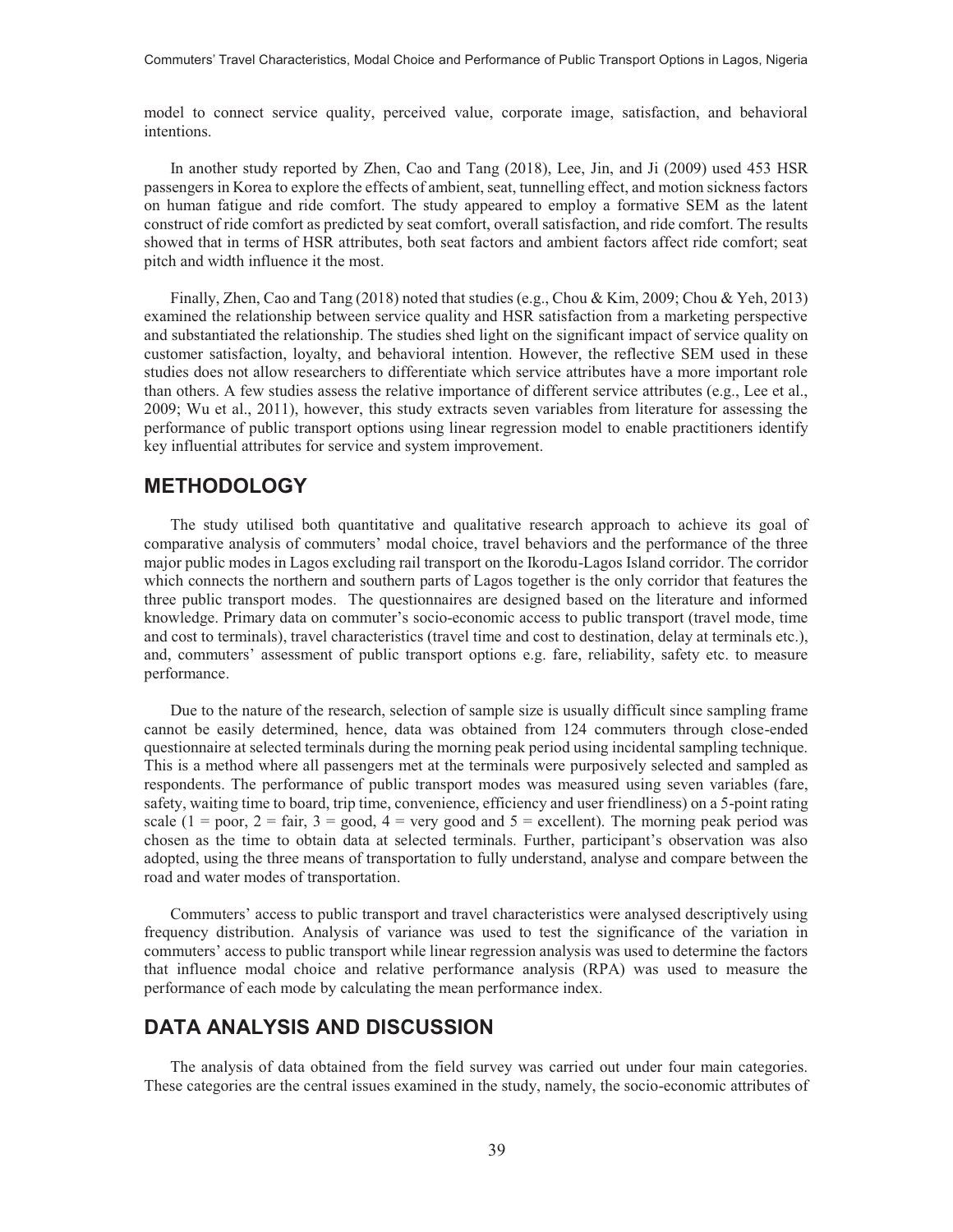model to connect service quality, perceived value, corporate image, satisfaction, and behavioral intentions.

In another study reported by Zhen, Cao and Tang (2018), Lee, Jin, and Ji (2009) used 453 HSR passengers in Korea to explore the effects of ambient, seat, tunnelling effect, and motion sickness factors on human fatigue and ride comfort. The study appeared to employ a formative SEM as the latent construct of ride comfort as predicted by seat comfort, overall satisfaction, and ride comfort. The results showed that in terms of HSR attributes, both seat factors and ambient factors affect ride comfort; seat pitch and width influence it the most.

Finally, Zhen, Cao and Tang (2018) noted that studies (e.g., Chou & Kim, 2009; Chou & Yeh, 2013) examined the relationship between service quality and HSR satisfaction from a marketing perspective and substantiated the relationship. The studies shed light on the significant impact of service quality on customer satisfaction, loyalty, and behavioral intention. However, the reflective SEM used in these studies does not allow researchers to differentiate which service attributes have a more important role than others. A few studies assess the relative importance of different service attributes (e.g., Lee et al., 2009; Wu et al., 2011), however, this study extracts seven variables from literature for assessing the performance of public transport options using linear regression model to enable practitioners identify key influential attributes for service and system improvement.

## METHODOLOGY

The study utilised both quantitative and qualitative research approach to achieve its goal of comparative analysis of commuters' modal choice, travel behaviors and the performance of the three major public modes in Lagos excluding rail transport on the Ikorodu-Lagos Island corridor. The corridor which connects the northern and southern parts of Lagos together is the only corridor that features the three public transport modes. The questionnaires are designed based on the literature and informed knowledge. Primary data on commuter's socio-economic access to public transport (travel mode, time and cost to terminals), travel characteristics (travel time and cost to destination, delay at terminals etc.), and, commuters' assessment of public transport options e.g. fare, reliability, safety etc. to measure performance.

Due to the nature of the research, selection of sample size is usually difficult since sampling frame cannot be easily determined, hence, data was obtained from 124 commuters through close-ended questionnaire at selected terminals during the morning peak period using incidental sampling technique. This is a method where all passengers met at the terminals were purposively selected and sampled as respondents. The performance of public transport modes was measured using seven variables (fare, safety, waiting time to board, trip time, convenience, efficiency and user friendliness) on a 5-point rating scale (1 = poor, 2 = fair, 3 = good, 4 = very good and 5 = excellent). The morning peak period was chosen as the time to obtain data at selected terminals. Further, participant's observation was also adopted, using the three means of transportation to fully understand, analyse and compare between the road and water modes of transportation.

Commuters' access to public transport and travel characteristics were analysed descriptively using frequency distribution. Analysis of variance was used to test the significance of the variation in commuters' access to public transport while linear regression analysis was used to determine the factors that influence modal choice and relative performance analysis (RPA) was used to measure the performance of each mode by calculating the mean performance index.

## DATA ANALYSIS AND DISCUSSION

The analysis of data obtained from the field survey was carried out under four main categories. These categories are the central issues examined in the study, namely, the socio-economic attributes of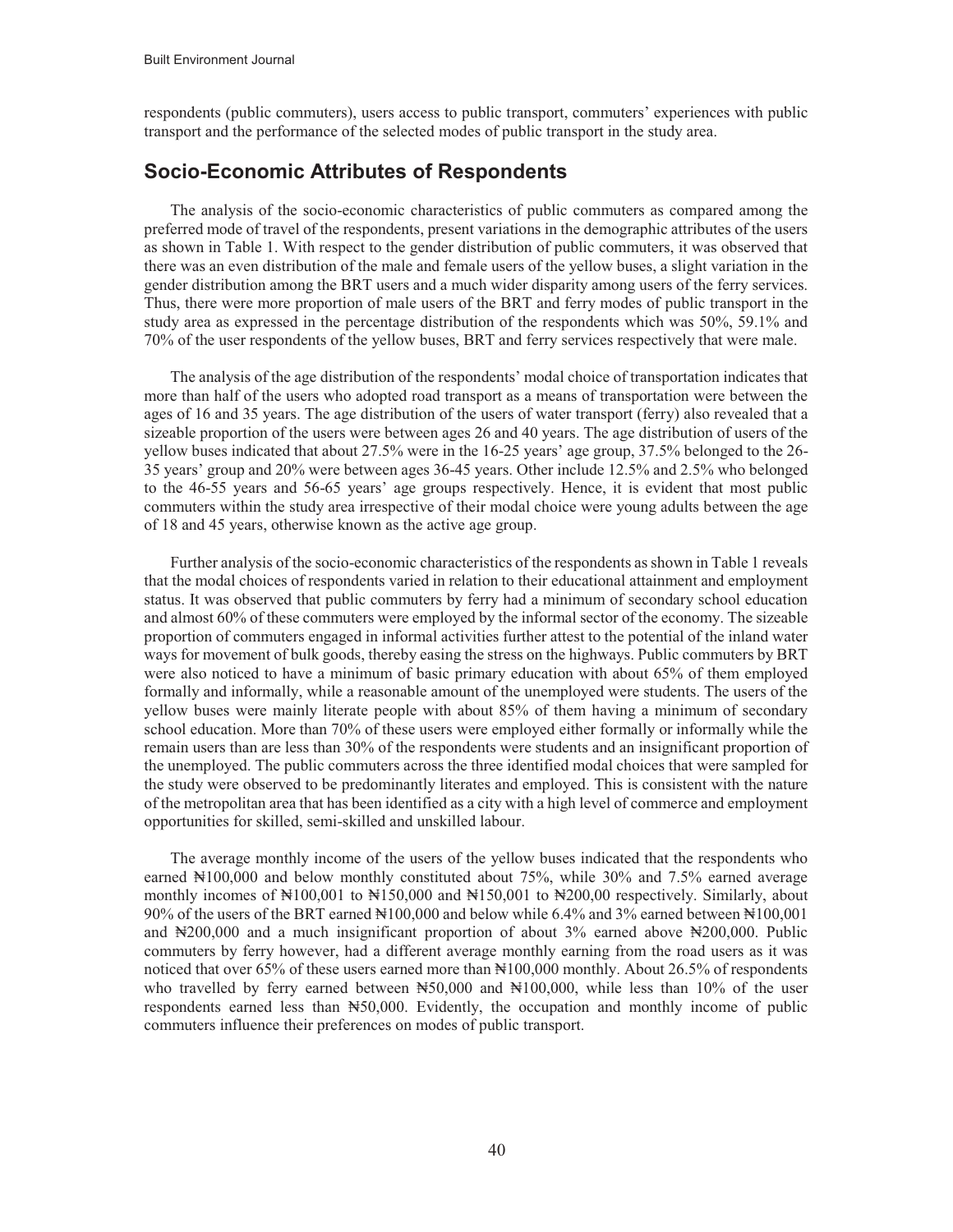respondents (public commuters), users access to public transport, commuters' experiences with public transport and the performance of the selected modes of public transport in the study area.

## Socio-Economic Attributes of Respondents

The analysis of the socio-economic characteristics of public commuters as compared among the preferred mode of travel of the respondents, present variations in the demographic attributes of the users as shown in Table 1. With respect to the gender distribution of public commuters, it was observed that there was an even distribution of the male and female users of the yellow buses, a slight variation in the gender distribution among the BRT users and a much wider disparity among users of the ferry services. Thus, there were more proportion of male users of the BRT and ferry modes of public transport in the study area as expressed in the percentage distribution of the respondents which was 50%, 59.1% and 70% of the user respondents of the yellow buses, BRT and ferry services respectively that were male.

The analysis of the age distribution of the respondents' modal choice of transportation indicates that more than half of the users who adopted road transport as a means of transportation were between the ages of 16 and 35 years. The age distribution of the users of water transport (ferry) also revealed that a sizeable proportion of the users were between ages 26 and 40 years. The age distribution of users of the yellow buses indicated that about 27.5% were in the 16-25 years' age group, 37.5% belonged to the 26-35 years' group and 20% were between ages 36-45 years. Other include 12.5% and 2.5% who belonged to the 46-55 years and 56-65 years' age groups respectively. Hence, it is evident that most public commuters within the study area irrespective of their modal choice were young adults between the age of 18 and 45 years, otherwise known as the active age group.

Further analysis of the socio-economic characteristics of the respondents as shown in Table 1 reveals that the modal choices of respondents varied in relation to their educational attainment and employment status. It was observed that public commuters by ferry had a minimum of secondary school education and almost 60% of these commuters were employed by the informal sector of the economy. The sizeable proportion of commuters engaged in informal activities further attest to the potential of the inland water ways for movement of bulk goods, thereby easing the stress on the highways. Public commuters by BRT were also noticed to have a minimum of basic primary education with about 65% of them employed formally and informally, while a reasonable amount of the unemployed were students. The users of the yellow buses were mainly literate people with about 85% of them having a minimum of secondary school education. More than 70% of these users were employed either formally or informally while the remain users than are less than 30% of the respondents were students and an insignificant proportion of the unemployed. The public commuters across the three identified modal choices that were sampled for the study were observed to be predominantly literates and employed. This is consistent with the nature of the metropolitan area that has been identified as a city with a high level of commerce and employment opportunities for skilled, semi-skilled and unskilled labour.

The average monthly income of the users of the yellow buses indicated that the respondents who earned ₦100,000 and below monthly constituted about 75%, while 30% and 7.5% earned average monthly incomes of ₦100,001 to ₦150,000 and ₦150,001 to ₦200,00 respectively. Similarly, about 90% of the users of the BRT earned ₦100,000 and below while 6.4% and 3% earned between ₦100,001 and ₦200,000 and a much insignificant proportion of about 3% earned above ₦200,000. Public commuters by ferry however, had a different average monthly earning from the road users as it was noticed that over 65% of these users earned more than ₦100,000 monthly. About 26.5% of respondents who travelled by ferry earned between ₦50,000 and ₦100,000, while less than 10% of the user respondents earned less than ₦50,000. Evidently, the occupation and monthly income of public commuters influence their preferences on modes of public transport.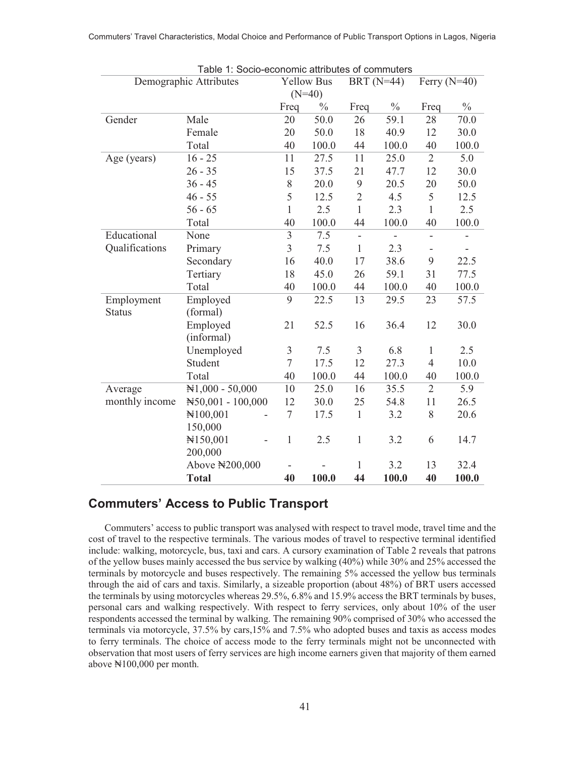Table 1: Socio-economic attributes of commuters

| Demographic Attributes | | Yellow Bus (N=40) | | BRT (N=44) | | Ferry (N=40) | |
|---|---|---|---|---|---|---|---|
| | | Freq | % | Freq | % | Freq | % |
| Gender | Male | 20 | 50.0 | 26 | 59.1 | 28 | 70.0 |
| | Female | 20 | 50.0 | 18 | 40.9 | 12 | 30.0 |
| | Total | 40 | 100.0 | 44 | 100.0 | 40 | 100.0 |
| Age (years) | 16 - 25 | 11 | 27.5 | 11 | 25.0 | 2 | 5.0 |
| | 26 - 35 | 15 | 37.5 | 21 | 47.7 | 12 | 30.0 |
| | 36 - 45 | 8 | 20.0 | 9 | 20.5 | 20 | 50.0 |
| | 46 - 55 | 5 | 12.5 | 2 | 4.5 | 5 | 12.5 |
| | 56 - 65 | 1 | 2.5 | 1 | 2.3 | 1 | 2.5 |
| | Total | 40 | 100.0 | 44 | 100.0 | 40 | 100.0 |
| Educational Qualifications | None | 3 | 7.5 | - | - | - | - |
| | Primary | 3 | 7.5 | 1 | 2.3 | - | - |
| | Secondary | 16 | 40.0 | 17 | 38.6 | 9 | 22.5 |
| | Tertiary | 18 | 45.0 | 26 | 59.1 | 31 | 77.5 |
| | Total | 40 | 100.0 | 44 | 100.0 | 40 | 100.0 |
| Employment Status | Employed (formal) | 9 | 22.5 | 13 | 29.5 | 23 | 57.5 |
| | Employed (informal) | 21 | 52.5 | 16 | 36.4 | 12 | 30.0 |
| | Unemployed | 3 | 7.5 | 3 | 6.8 | 1 | 2.5 |
| | Student | 7 | 17.5 | 12 | 27.3 | 4 | 10.0 |
| | Total | 40 | 100.0 | 44 | 100.0 | 40 | 100.0 |
| Average monthly income | ₦1,000 - 50,000 | 10 | 25.0 | 16 | 35.5 | 2 | 5.9 |
| | ₦50,001 - 100,000 | 12 | 30.0 | 25 | 54.8 | 11 | 26.5 |
| | ₦100,001 - 150,000 | 7 | 17.5 | 1 | 3.2 | 8 | 20.6 |
| | ₦150,001 - 200,000 | 1 | 2.5 | 1 | 3.2 | 6 | 14.7 |
| | Above ₦200,000 | - | - | 1 | 3.2 | 13 | 32.4 |
| | **Total** | **40** | **100.0** | **44** | **100.0** | **40** | **100.0** |

## Commuters' Access to Public Transport

Commuters' access to public transport was analysed with respect to travel mode, travel time and the cost of travel to the respective terminals. The various modes of travel to respective terminal identified include: walking, motorcycle, bus, taxi and cars. A cursory examination of Table 2 reveals that patrons of the yellow buses mainly accessed the bus service by walking (40%) while 30% and 25% accessed the terminals by motorcycle and buses respectively. The remaining 5% accessed the yellow bus terminals through the aid of cars and taxis. Similarly, a sizeable proportion (about 48%) of BRT users accessed the terminals by using motorcycles whereas 29.5%, 6.8% and 15.9% access the BRT terminals by buses, personal cars and walking respectively. With respect to ferry services, only about 10% of the user respondents accessed the terminal by walking. The remaining 90% comprised of 30% who accessed the terminals via motorcycle, 37.5% by cars,15% and 7.5% who adopted buses and taxis as access modes to ferry terminals. The choice of access mode to the ferry terminals might not be unconnected with observation that most users of ferry services are high income earners given that majority of them earned above ₦100,000 per month.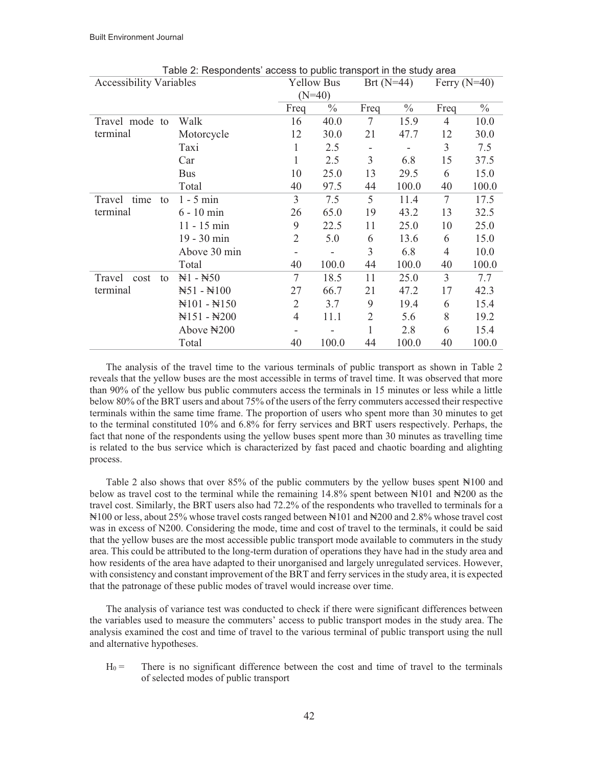Table 2: Respondents' access to public transport in the study area

| Accessibility Variables | | Yellow Bus (N=40) | | Brt (N=44) | | Ferry (N=40) | |
|---|---|---|---|---|---|---|---|
| | | Freq | % | Freq | % | Freq | % |
| Travel mode to terminal | Walk | 16 | 40.0 | 7 | 15.9 | 4 | 10.0 |
| | Motorcycle | 12 | 30.0 | 21 | 47.7 | 12 | 30.0 |
| | Taxi | 1 | 2.5 | - | - | 3 | 7.5 |
| | Car | 1 | 2.5 | 3 | 6.8 | 15 | 37.5 |
| | Bus | 10 | 25.0 | 13 | 29.5 | 6 | 15.0 |
| | Total | 40 | 97.5 | 44 | 100.0 | 40 | 100.0 |
| Travel time to terminal | 1 - 5 min | 3 | 7.5 | 5 | 11.4 | 7 | 17.5 |
| | 6 - 10 min | 26 | 65.0 | 19 | 43.2 | 13 | 32.5 |
| | 11 - 15 min | 9 | 22.5 | 11 | 25.0 | 10 | 25.0 |
| | 19 - 30 min | 2 | 5.0 | 6 | 13.6 | 6 | 15.0 |
| | Above 30 min | - | - | 3 | 6.8 | 4 | 10.0 |
| | Total | 40 | 100.0 | 44 | 100.0 | 40 | 100.0 |
| Travel cost to terminal | ₦1 - ₦50 | 7 | 18.5 | 11 | 25.0 | 3 | 7.7 |
| | ₦51 - ₦100 | 27 | 66.7 | 21 | 47.2 | 17 | 42.3 |
| | ₦101 - ₦150 | 2 | 3.7 | 9 | 19.4 | 6 | 15.4 |
| | ₦151 - ₦200 | 4 | 11.1 | 2 | 5.6 | 8 | 19.2 |
| | Above ₦200 | - | - | 1 | 2.8 | 6 | 15.4 |
| | Total | 40 | 100.0 | 44 | 100.0 | 40 | 100.0 |

The analysis of the travel time to the various terminals of public transport as shown in Table 2 reveals that the yellow buses are the most accessible in terms of travel time. It was observed that more than 90% of the yellow bus public commuters access the terminals in 15 minutes or less while a little below 80% of the BRT users and about 75% of the users of the ferry commuters accessed their respective terminals within the same time frame. The proportion of users who spent more than 30 minutes to get to the terminal constituted 10% and 6.8% for ferry services and BRT users respectively. Perhaps, the fact that none of the respondents using the yellow buses spent more than 30 minutes as travelling time is related to the bus service which is characterized by fast paced and chaotic boarding and alighting process.

Table 2 also shows that over 85% of the public commuters by the yellow buses spent ₦100 and below as travel cost to the terminal while the remaining 14.8% spent between ₦101 and ₦200 as the travel cost. Similarly, the BRT users also had 72.2% of the respondents who travelled to terminals for a ₦100 or less, about 25% whose travel costs ranged between ₦101 and ₦200 and 2.8% whose travel cost was in excess of N200. Considering the mode, time and cost of travel to the terminals, it could be said that the yellow buses are the most accessible public transport mode available to commuters in the study area. This could be attributed to the long-term duration of operations they have had in the study area and how residents of the area have adapted to their unorganised and largely unregulated services. However, with consistency and constant improvement of the BRT and ferry services in the study area, it is expected that the patronage of these public modes of travel would increase over time.

The analysis of variance test was conducted to check if there were significant differences between the variables used to measure the commuters' access to public transport modes in the study area. The analysis examined the cost and time of travel to the various terminal of public transport using the null and alternative hypotheses.

$H_0$ = There is no significant difference between the cost and time of travel to the terminals of selected modes of public transport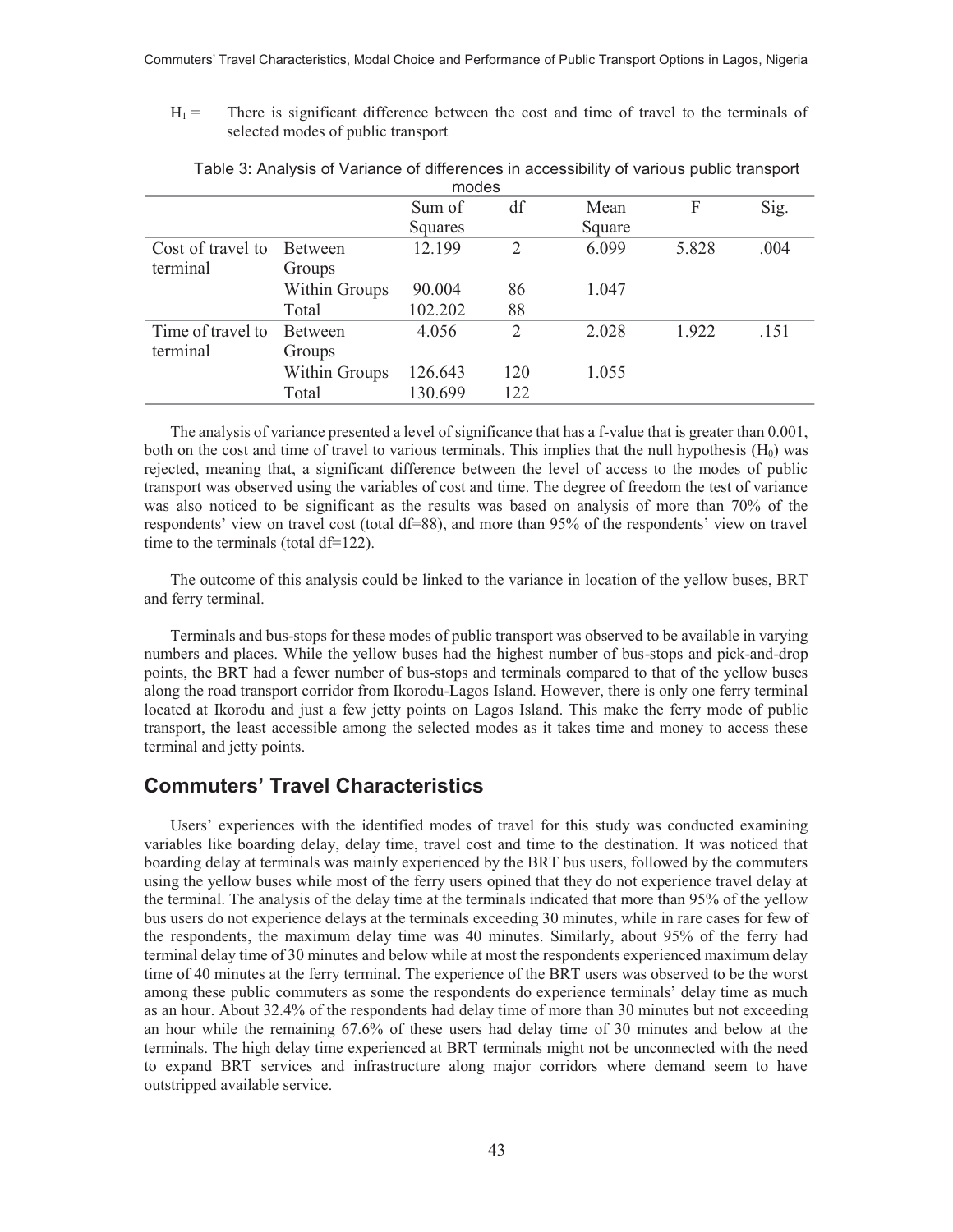$H_1$ = There is significant difference between the cost and time of travel to the terminals of selected modes of public transport

Table 3: Analysis of Variance of differences in accessibility of various public transport modes

| | | Sum of Squares | df | Mean Square | F | Sig. |
|---|---|---|---|---|---|---|
| Cost of travel to terminal | Between Groups | 12.199 | 2 | 6.099 | 5.828 | .004 |
| | Within Groups | 90.004 | 86 | 1.047 | | |
| | Total | 102.202 | 88 | | | |
| Time of travel to terminal | Between Groups | 4.056 | 2 | 2.028 | 1.922 | .151 |
| | Within Groups | 126.643 | 120 | 1.055 | | |
| | Total | 130.699 | 122 | | | |

The analysis of variance presented a level of significance that has a f-value that is greater than 0.001, both on the cost and time of travel to various terminals. This implies that the null hypothesis ($H_0$) was rejected, meaning that, a significant difference between the level of access to the modes of public transport was observed using the variables of cost and time. The degree of freedom the test of variance was also noticed to be significant as the results was based on analysis of more than 70% of the respondents' view on travel cost (total df=88), and more than 95% of the respondents' view on travel time to the terminals (total df=122).

The outcome of this analysis could be linked to the variance in location of the yellow buses, BRT and ferry terminal.

Terminals and bus-stops for these modes of public transport was observed to be available in varying numbers and places. While the yellow buses had the highest number of bus-stops and pick-and-drop points, the BRT had a fewer number of bus-stops and terminals compared to that of the yellow buses along the road transport corridor from Ikorodu-Lagos Island. However, there is only one ferry terminal located at Ikorodu and just a few jetty points on Lagos Island. This make the ferry mode of public transport, the least accessible among the selected modes as it takes time and money to access these terminal and jetty points.

## Commuters' Travel Characteristics

Users' experiences with the identified modes of travel for this study was conducted examining variables like boarding delay, delay time, travel cost and time to the destination. It was noticed that boarding delay at terminals was mainly experienced by the BRT bus users, followed by the commuters using the yellow buses while most of the ferry users opined that they do not experience travel delay at the terminal. The analysis of the delay time at the terminals indicated that more than 95% of the yellow bus users do not experience delays at the terminals exceeding 30 minutes, while in rare cases for few of the respondents, the maximum delay time was 40 minutes. Similarly, about 95% of the ferry had terminal delay time of 30 minutes and below while at most the respondents experienced maximum delay time of 40 minutes at the ferry terminal. The experience of the BRT users was observed to be the worst among these public commuters as some the respondents do experience terminals' delay time as much as an hour. About 32.4% of the respondents had delay time of more than 30 minutes but not exceeding an hour while the remaining 67.6% of these users had delay time of 30 minutes and below at the terminals. The high delay time experienced at BRT terminals might not be unconnected with the need to expand BRT services and infrastructure along major corridors where demand seem to have outstripped available service.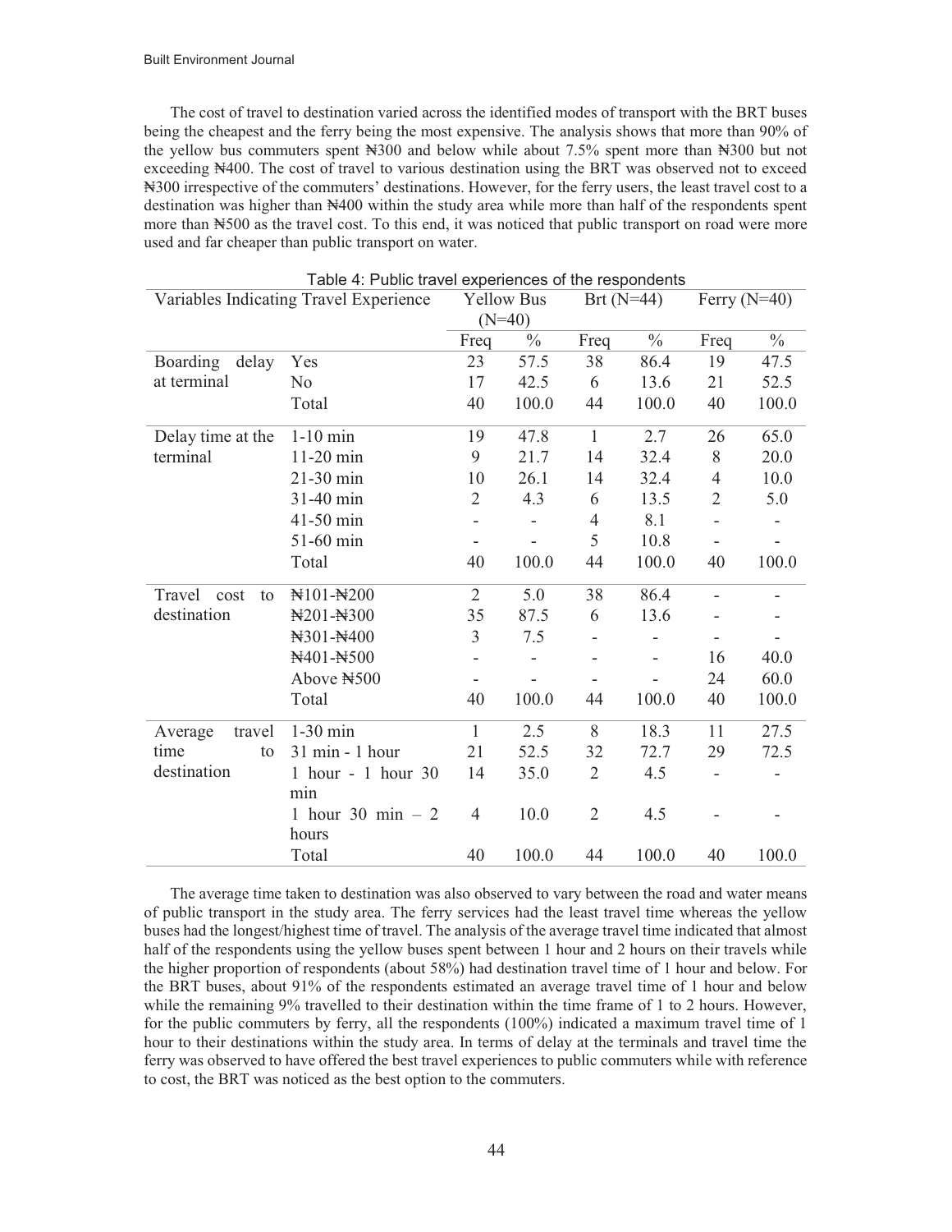The cost of travel to destination varied across the identified modes of transport with the BRT buses being the cheapest and the ferry being the most expensive. The analysis shows that more than 90% of the yellow bus commuters spent ₦300 and below while about 7.5% spent more than ₦300 but not exceeding ₦400. The cost of travel to various destination using the BRT was observed not to exceed ₦300 irrespective of the commuters' destinations. However, for the ferry users, the least travel cost to a destination was higher than ₦400 within the study area while more than half of the respondents spent more than ₦500 as the travel cost. To this end, it was noticed that public transport on road were more used and far cheaper than public transport on water.

Table 4: Public travel experiences of the respondents

| Variables Indicating Travel Experience | | Yellow Bus (N=40) | | Brt (N=44) | | Ferry (N=40) | |
|---|---|---|---|---|---|---|---|
| | | Freq | % | Freq | % | Freq | % |
| Boarding delay at terminal | Yes | 23 | 57.5 | 38 | 86.4 | 19 | 47.5 |
| | No | 17 | 42.5 | 6 | 13.6 | 21 | 52.5 |
| | Total | 40 | 100.0 | 44 | 100.0 | 40 | 100.0 |
| Delay time at the terminal | 1-10 min | 19 | 47.8 | 1 | 2.7 | 26 | 65.0 |
| | 11-20 min | 9 | 21.7 | 14 | 32.4 | 8 | 20.0 |
| | 21-30 min | 10 | 26.1 | 14 | 32.4 | 4 | 10.0 |
| | 31-40 min | 2 | 4.3 | 6 | 13.5 | 2 | 5.0 |
| | 41-50 min | - | - | 4 | 8.1 | - | - |
| | 51-60 min | - | - | 5 | 10.8 | - | - |
| | Total | 40 | 100.0 | 44 | 100.0 | 40 | 100.0 |
| Travel cost to destination | ₦101-₦200 | 2 | 5.0 | 38 | 86.4 | - | - |
| | ₦201-₦300 | 35 | 87.5 | 6 | 13.6 | - | - |
| | ₦301-₦400 | 3 | 7.5 | - | - | - | - |
| | ₦401-₦500 | - | - | - | - | 16 | 40.0 |
| | Above ₦500 | - | - | - | - | 24 | 60.0 |
| | Total | 40 | 100.0 | 44 | 100.0 | 40 | 100.0 |
| Average travel time to destination | 1-30 min | 1 | 2.5 | 8 | 18.3 | 11 | 27.5 |
| | 31 min - 1 hour | 21 | 52.5 | 32 | 72.7 | 29 | 72.5 |
| | 1 hour - 1 hour 30 min | 14 | 35.0 | 2 | 4.5 | - | - |
| | 1 hour 30 min – 2 hours | 4 | 10.0 | 2 | 4.5 | - | - |
| | Total | 40 | 100.0 | 44 | 100.0 | 40 | 100.0 |

The average time taken to destination was also observed to vary between the road and water means of public transport in the study area. The ferry services had the least travel time whereas the yellow buses had the longest/highest time of travel. The analysis of the average travel time indicated that almost half of the respondents using the yellow buses spent between 1 hour and 2 hours on their travels while the higher proportion of respondents (about 58%) had destination travel time of 1 hour and below. For the BRT buses, about 91% of the respondents estimated an average travel time of 1 hour and below while the remaining 9% travelled to their destination within the time frame of 1 to 2 hours. However, for the public commuters by ferry, all the respondents (100%) indicated a maximum travel time of 1 hour to their destinations within the study area. In terms of delay at the terminals and travel time the ferry was observed to have offered the best travel experiences to public commuters while with reference to cost, the BRT was noticed as the best option to the commuters.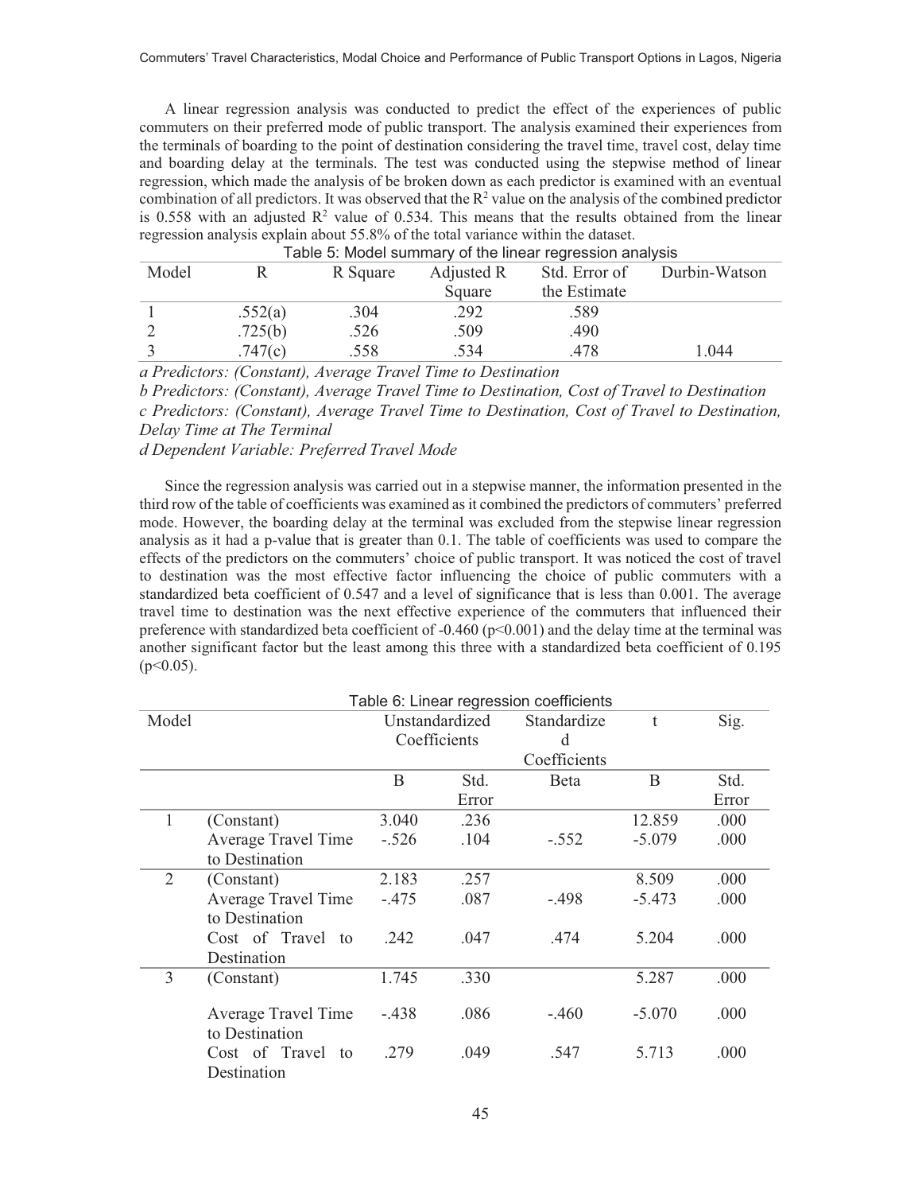A linear regression analysis was conducted to predict the effect of the experiences of public commuters on their preferred mode of public transport. The analysis examined their experiences from the terminals of boarding to the point of destination considering the travel time, travel cost, delay time and boarding delay at the terminals. The test was conducted using the stepwise method of linear regression, which made the analysis of be broken down as each predictor is examined with an eventual combination of all predictors. It was observed that the $R^2$ value on the analysis of the combined predictor is 0.558 with an adjusted $R^2$ value of 0.534. This means that the results obtained from the linear regression analysis explain about 55.8% of the total variance within the dataset.

Table 5: Model summary of the linear regression analysis

| Model | R | R Square | Adjusted R Square | Std. Error of the Estimate | Durbin-Watson |
|---|---|---|---|---|---|
| 1 | .552(a) | .304 | .292 | .589 | |
| 2 | .725(b) | .526 | .509 | .490 | |
| 3 | .747(c) | .558 | .534 | .478 | 1.044 |

*a Predictors: (Constant), Average Travel Time to Destination*

*b Predictors: (Constant), Average Travel Time to Destination, Cost of Travel to Destination*

*c Predictors: (Constant), Average Travel Time to Destination, Cost of Travel to Destination, Delay Time at The Terminal*

*d Dependent Variable: Preferred Travel Mode*

Since the regression analysis was carried out in a stepwise manner, the information presented in the third row of the table of coefficients was examined as it combined the predictors of commuters' preferred mode. However, the boarding delay at the terminal was excluded from the stepwise linear regression analysis as it had a p-value that is greater than 0.1. The table of coefficients was used to compare the effects of the predictors on the commuters' choice of public transport. It was noticed the cost of travel to destination was the most effective factor influencing the choice of public commuters with a standardized beta coefficient of 0.547 and a level of significance that is less than 0.001. The average travel time to destination was the next effective experience of the commuters that influenced their preference with standardized beta coefficient of -0.460 ($p<0.001$) and the delay time at the terminal was another significant factor but the least among this three with a standardized beta coefficient of 0.195 ($p<0.05$).

Table 6: Linear regression coefficients

| Model | | Unstandardized Coefficients | | Standardized Coefficients | t | Sig. |
|---|---|---|---|---|---|---|
| | | B | Std. Error | Beta | B | Std. Error |
| 1 | (Constant) | 3.040 | .236 | | 12.859 | .000 |
| | Average Travel Time to Destination | -.526 | .104 | -.552 | -5.079 | .000 |
| 2 | (Constant) | 2.183 | .257 | | 8.509 | .000 |
| | Average Travel Time to Destination | -.475 | .087 | -.498 | -5.473 | .000 |
| | Cost of Travel to Destination | .242 | .047 | .474 | 5.204 | .000 |
| 3 | (Constant) | 1.745 | .330 | | 5.287 | .000 |
| | Average Travel Time to Destination | -.438 | .086 | -.460 | -5.070 | .000 |
| | Cost of Travel to Destination | .279 | .049 | .547 | 5.713 | .000 |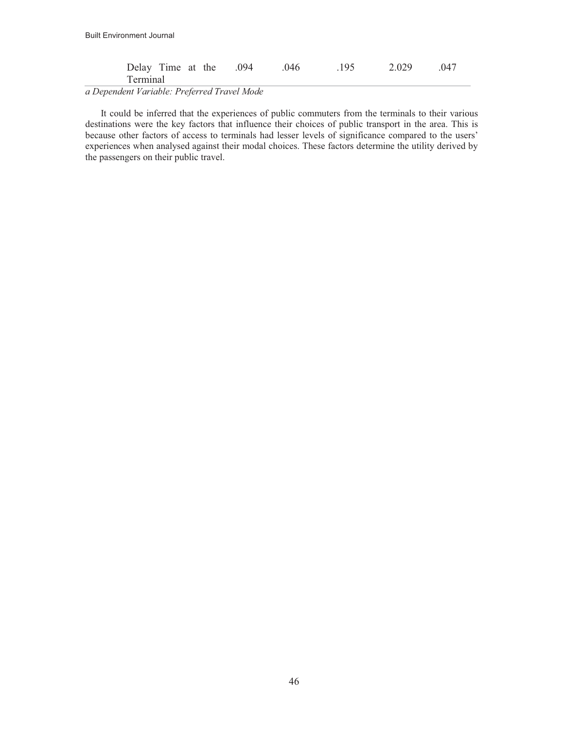| | | | | | |
|---|---|---|---|---|---|
| Delay Time at the Terminal | .094 | .046 | .195 | 2.029 | .047 |

*a Dependent Variable: Preferred Travel Mode*

It could be inferred that the experiences of public commuters from the terminals to their various destinations were the key factors that influence their choices of public transport in the area. This is because other factors of access to terminals had lesser levels of significance compared to the users' experiences when analysed against their modal choices. These factors determine the utility derived by the passengers on their public travel.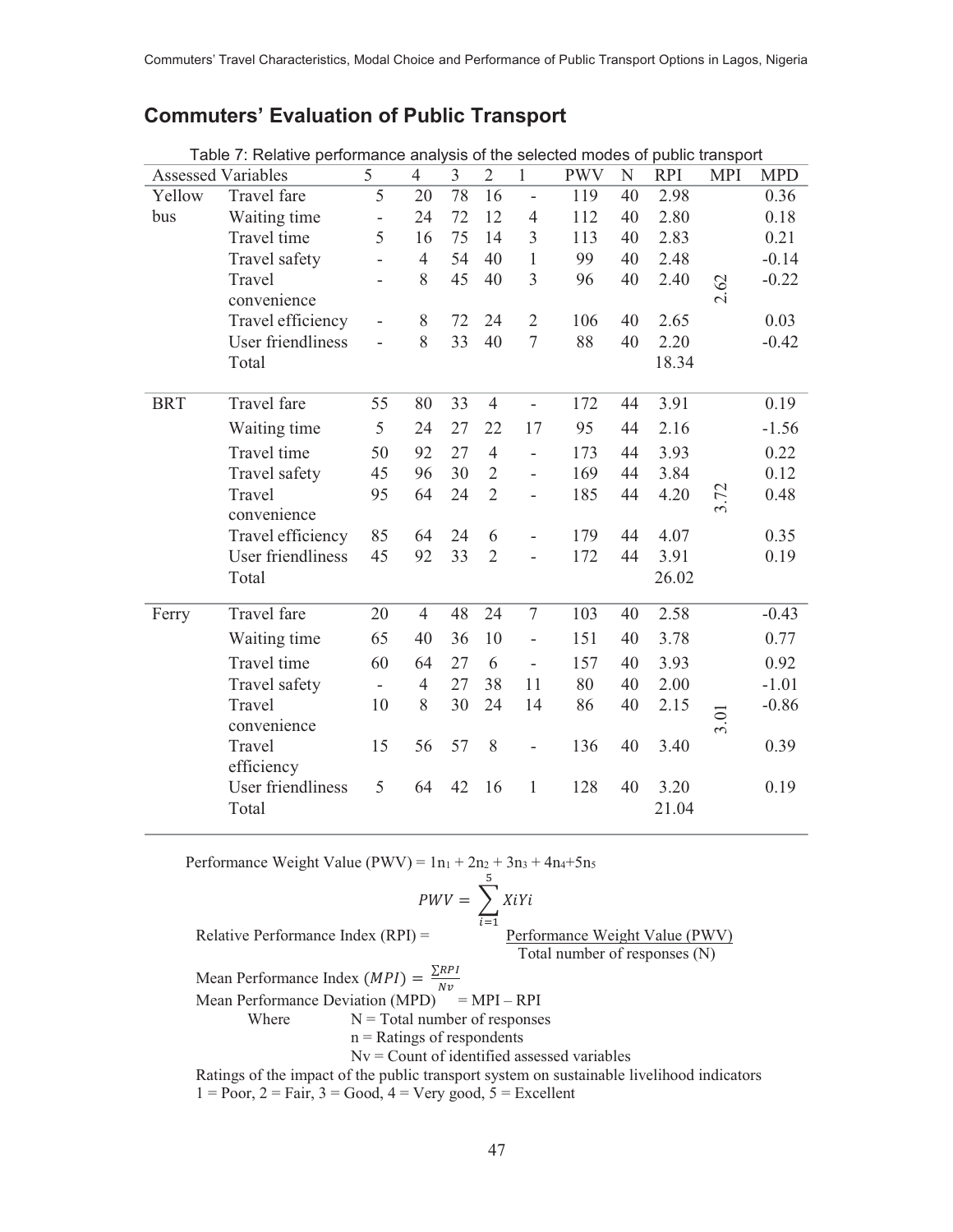## Commuters' Evaluation of Public Transport

Table 7: Relative performance analysis of the selected modes of public transport

| Assessed Variables | | 5 | 4 | 3 | 2 | 1 | PWV | N | RPI | MPI | MPD |
|---|---|---|---|---|---|---|---|---|---|---|---|
| Yellow bus | Travel fare | 5 | 20 | 78 | 16 | - | 119 | 40 | 2.98 | | 0.36 |
| | Waiting time | - | 24 | 72 | 12 | 4 | 112 | 40 | 2.80 | | 0.18 |
| | Travel time | 5 | 16 | 75 | 14 | 3 | 113 | 40 | 2.83 | | 0.21 |
| | Travel safety | - | 4 | 54 | 40 | 1 | 99 | 40 | 2.48 | | -0.14 |
| | Travel convenience | - | 8 | 45 | 40 | 3 | 96 | 40 | 2.40 | 2.62 | -0.22 |
| | Travel efficiency | - | 8 | 72 | 24 | 2 | 106 | 40 | 2.65 | | 0.03 |
| | User friendliness | - | 8 | 33 | 40 | 7 | 88 | 40 | 2.20 | | -0.42 |
| | Total | | | | | | | | 18.34 | | |
| BRT | Travel fare | 55 | 80 | 33 | 4 | - | 172 | 44 | 3.91 | | 0.19 |
| | Waiting time | 5 | 24 | 27 | 22 | 17 | 95 | 44 | 2.16 | | -1.56 |
| | Travel time | 50 | 92 | 27 | 4 | - | 173 | 44 | 3.93 | | 0.22 |
| | Travel safety | 45 | 96 | 30 | 2 | - | 169 | 44 | 3.84 | | 0.12 |
| | Travel convenience | 95 | 64 | 24 | 2 | - | 185 | 44 | 4.20 | 3.72 | 0.48 |
| | Travel efficiency | 85 | 64 | 24 | 6 | - | 179 | 44 | 4.07 | | 0.35 |
| | User friendliness | 45 | 92 | 33 | 2 | - | 172 | 44 | 3.91 | | 0.19 |
| | Total | | | | | | | | 26.02 | | |
| Ferry | Travel fare | 20 | 4 | 48 | 24 | 7 | 103 | 40 | 2.58 | | -0.43 |
| | Waiting time | 65 | 40 | 36 | 10 | - | 151 | 40 | 3.78 | | 0.77 |
| | Travel time | 60 | 64 | 27 | 6 | - | 157 | 40 | 3.93 | | 0.92 |
| | Travel safety | - | 4 | 27 | 38 | 11 | 80 | 40 | 2.00 | | -1.01 |
| | Travel convenience | 10 | 8 | 30 | 24 | 14 | 86 | 40 | 2.15 | 3.01 | -0.86 |
| | Travel efficiency | 15 | 56 | 57 | 8 | - | 136 | 40 | 3.40 | | 0.39 |
| | User friendliness | 5 | 64 | 42 | 16 | 1 | 128 | 40 | 3.20 | | 0.19 |
| | Total | | | | | | | | 21.04 | | |

Performance Weight Value (PWV) = $1n_1 + 2n_2 + 3n_3 + 4n_4 + 5n_5$

$$PWV = \sum_{i=1}^{5} XiYi$$

Relative Performance Index (RPI) = $\frac{\text{Performance Weight Value (PWV)}}{\text{Total number of responses (N)}}$

Mean Performance Index $(MPI) = \frac{\sum RPI}{Nv}$

Mean Performance Deviation (MPD) = MPI – RPI

Where N = Total number of responses

n = Ratings of respondents

Nv = Count of identified assessed variables

Ratings of the impact of the public transport system on sustainable livelihood indicators

1 = Poor, 2 = Fair, 3 = Good, 4 = Very good, 5 = Excellent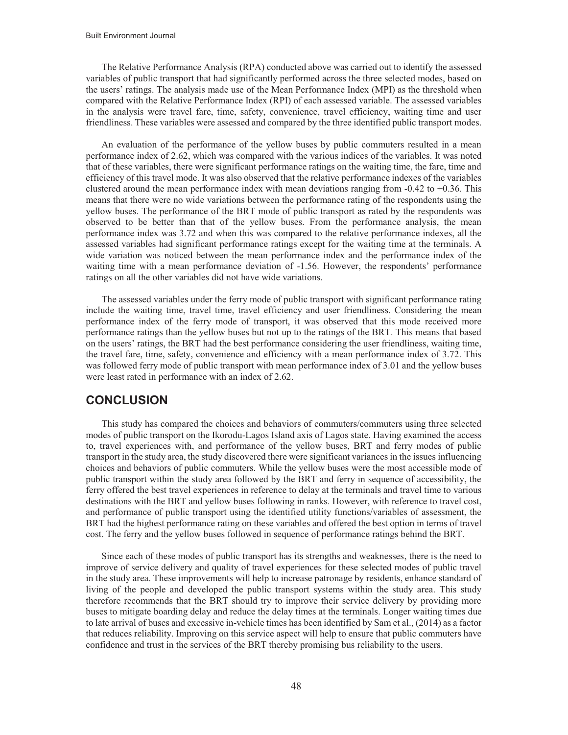The Relative Performance Analysis (RPA) conducted above was carried out to identify the assessed variables of public transport that had significantly performed across the three selected modes, based on the users' ratings. The analysis made use of the Mean Performance Index (MPI) as the threshold when compared with the Relative Performance Index (RPI) of each assessed variable. The assessed variables in the analysis were travel fare, time, safety, convenience, travel efficiency, waiting time and user friendliness. These variables were assessed and compared by the three identified public transport modes.

An evaluation of the performance of the yellow buses by public commuters resulted in a mean performance index of 2.62, which was compared with the various indices of the variables. It was noted that of these variables, there were significant performance ratings on the waiting time, the fare, time and efficiency of this travel mode. It was also observed that the relative performance indexes of the variables clustered around the mean performance index with mean deviations ranging from -0.42 to +0.36. This means that there were no wide variations between the performance rating of the respondents using the yellow buses. The performance of the BRT mode of public transport as rated by the respondents was observed to be better than that of the yellow buses. From the performance analysis, the mean performance index was 3.72 and when this was compared to the relative performance indexes, all the assessed variables had significant performance ratings except for the waiting time at the terminals. A wide variation was noticed between the mean performance index and the performance index of the waiting time with a mean performance deviation of -1.56. However, the respondents' performance ratings on all the other variables did not have wide variations.

The assessed variables under the ferry mode of public transport with significant performance rating include the waiting time, travel time, travel efficiency and user friendliness. Considering the mean performance index of the ferry mode of transport, it was observed that this mode received more performance ratings than the yellow buses but not up to the ratings of the BRT. This means that based on the users' ratings, the BRT had the best performance considering the user friendliness, waiting time, the travel fare, time, safety, convenience and efficiency with a mean performance index of 3.72. This was followed ferry mode of public transport with mean performance index of 3.01 and the yellow buses were least rated in performance with an index of 2.62.

## CONCLUSION

This study has compared the choices and behaviors of commuters/commuters using three selected modes of public transport on the Ikorodu-Lagos Island axis of Lagos state. Having examined the access to, travel experiences with, and performance of the yellow buses, BRT and ferry modes of public transport in the study area, the study discovered there were significant variances in the issues influencing choices and behaviors of public commuters. While the yellow buses were the most accessible mode of public transport within the study area followed by the BRT and ferry in sequence of accessibility, the ferry offered the best travel experiences in reference to delay at the terminals and travel time to various destinations with the BRT and yellow buses following in ranks. However, with reference to travel cost, and performance of public transport using the identified utility functions/variables of assessment, the BRT had the highest performance rating on these variables and offered the best option in terms of travel cost. The ferry and the yellow buses followed in sequence of performance ratings behind the BRT.

Since each of these modes of public transport has its strengths and weaknesses, there is the need to improve of service delivery and quality of travel experiences for these selected modes of public travel in the study area. These improvements will help to increase patronage by residents, enhance standard of living of the people and developed the public transport systems within the study area. This study therefore recommends that the BRT should try to improve their service delivery by providing more buses to mitigate boarding delay and reduce the delay times at the terminals. Longer waiting times due to late arrival of buses and excessive in-vehicle times has been identified by Sam et al., (2014) as a factor that reduces reliability. Improving on this service aspect will help to ensure that public commuters have confidence and trust in the services of the BRT thereby promising bus reliability to the users.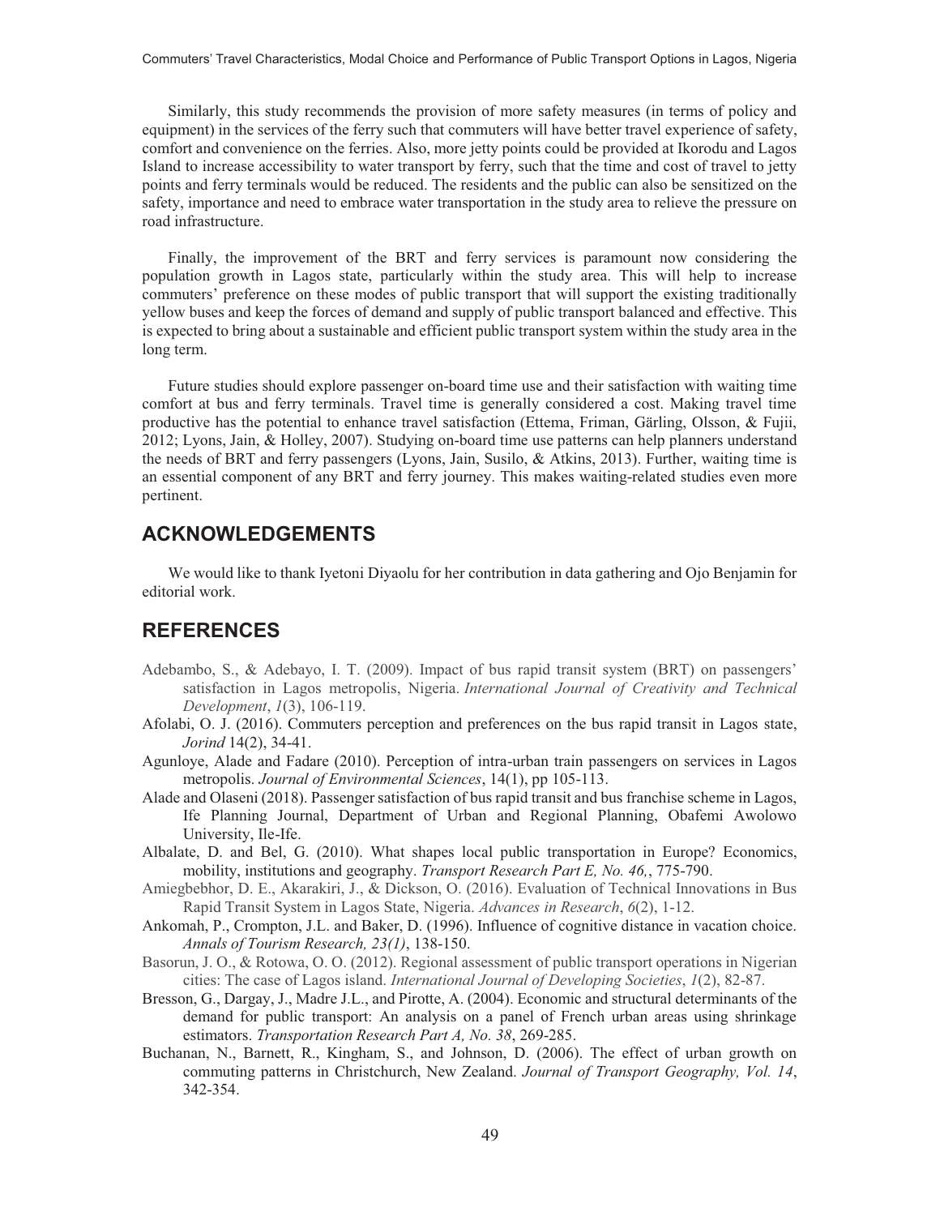Similarly, this study recommends the provision of more safety measures (in terms of policy and equipment) in the services of the ferry such that commuters will have better travel experience of safety, comfort and convenience on the ferries. Also, more jetty points could be provided at Ikorodu and Lagos Island to increase accessibility to water transport by ferry, such that the time and cost of travel to jetty points and ferry terminals would be reduced. The residents and the public can also be sensitized on the safety, importance and need to embrace water transportation in the study area to relieve the pressure on road infrastructure.

Finally, the improvement of the BRT and ferry services is paramount now considering the population growth in Lagos state, particularly within the study area. This will help to increase commuters' preference on these modes of public transport that will support the existing traditionally yellow buses and keep the forces of demand and supply of public transport balanced and effective. This is expected to bring about a sustainable and efficient public transport system within the study area in the long term.

Future studies should explore passenger on-board time use and their satisfaction with waiting time comfort at bus and ferry terminals. Travel time is generally considered a cost. Making travel time productive has the potential to enhance travel satisfaction (Ettema, Friman, Gärling, Olsson, & Fujii, 2012; Lyons, Jain, & Holley, 2007). Studying on-board time use patterns can help planners understand the needs of BRT and ferry passengers (Lyons, Jain, Susilo, & Atkins, 2013). Further, waiting time is an essential component of any BRT and ferry journey. This makes waiting-related studies even more pertinent.

## ACKNOWLEDGEMENTS

We would like to thank Iyetoni Diyaolu for her contribution in data gathering and Ojo Benjamin for editorial work.

## REFERENCES

Adebambo, S., & Adebayo, I. T. (2009). Impact of bus rapid transit system (BRT) on passengers' satisfaction in Lagos metropolis, Nigeria. *International Journal of Creativity and Technical Development*, *1*(3), 106-119.

Afolabi, O. J. (2016). Commuters perception and preferences on the bus rapid transit in Lagos state, *Jorind* 14(2), 34-41.

Agunloye, Alade and Fadare (2010). Perception of intra-urban train passengers on services in Lagos metropolis. *Journal of Environmental Sciences*, 14(1), pp 105-113.

Alade and Olaseni (2018). Passenger satisfaction of bus rapid transit and bus franchise scheme in Lagos, Ife Planning Journal, Department of Urban and Regional Planning, Obafemi Awolowo University, Ile-Ife.

Albalate, D. and Bel, G. (2010). What shapes local public transportation in Europe? Economics, mobility, institutions and geography. *Transport Research Part E, No. 46,*, 775-790.

Amiegbebhor, D. E., Akarakiri, J., & Dickson, O. (2016). Evaluation of Technical Innovations in Bus Rapid Transit System in Lagos State, Nigeria. *Advances in Research*, *6*(2), 1-12.

Ankomah, P., Crompton, J.L. and Baker, D. (1996). Influence of cognitive distance in vacation choice. *Annals of Tourism Research, 23(1)*, 138-150.

Basorun, J. O., & Rotowa, O. O. (2012). Regional assessment of public transport operations in Nigerian cities: The case of Lagos island. *International Journal of Developing Societies*, *1*(2), 82-87.

Bresson, G., Dargay, J., Madre J.L., and Pirotte, A. (2004). Economic and structural determinants of the demand for public transport: An analysis on a panel of French urban areas using shrinkage estimators. *Transportation Research Part A, No. 38*, 269-285.

Buchanan, N., Barnett, R., Kingham, S., and Johnson, D. (2006). The effect of urban growth on commuting patterns in Christchurch, New Zealand. *Journal of Transport Geography, Vol. 14*, 342-354.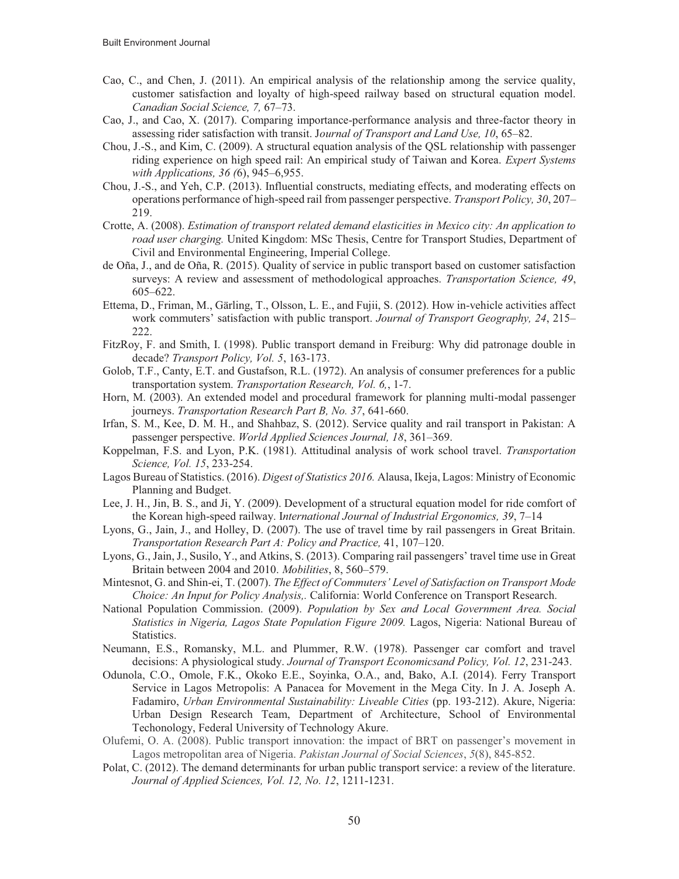Cao, C., and Chen, J. (2011). An empirical analysis of the relationship among the service quality, customer satisfaction and loyalty of high-speed railway based on structural equation model. *Canadian Social Science, 7,* 67–73.

Cao, J., and Cao, X. (2017). Comparing importance-performance analysis and three-factor theory in assessing rider satisfaction with transit. J*ournal of Transport and Land Use, 10*, 65–82.

Chou, J.-S., and Kim, C. (2009). A structural equation analysis of the QSL relationship with passenger riding experience on high speed rail: An empirical study of Taiwan and Korea. *Expert Systems with Applications, 36 (*6), 945–6,955.

Chou, J.-S., and Yeh, C.P. (2013). Influential constructs, mediating effects, and moderating effects on operations performance of high-speed rail from passenger perspective. *Transport Policy, 30*, 207–219.

Crotte, A. (2008). *Estimation of transport related demand elasticities in Mexico city: An application to road user charging.* United Kingdom: MSc Thesis, Centre for Transport Studies, Department of Civil and Environmental Engineering, Imperial College.

de Oña, J., and de Oña, R. (2015). Quality of service in public transport based on customer satisfaction surveys: A review and assessment of methodological approaches. *Transportation Science, 49*, 605–622.

Ettema, D., Friman, M., Gärling, T., Olsson, L. E., and Fujii, S. (2012). How in-vehicle activities affect work commuters' satisfaction with public transport. *Journal of Transport Geography, 24*, 215–222.

FitzRoy, F. and Smith, I. (1998). Public transport demand in Freiburg: Why did patronage double in decade? *Transport Policy, Vol. 5*, 163-173.

Golob, T.F., Canty, E.T. and Gustafson, R.L. (1972). An analysis of consumer preferences for a public transportation system. *Transportation Research, Vol. 6,*, 1-7.

Horn, M. (2003). An extended model and procedural framework for planning multi-modal passenger journeys. *Transportation Research Part B, No. 37*, 641-660.

Irfan, S. M., Kee, D. M. H., and Shahbaz, S. (2012). Service quality and rail transport in Pakistan: A passenger perspective. *World Applied Sciences Journal, 18*, 361–369.

Koppelman, F.S. and Lyon, P.K. (1981). Attitudinal analysis of work school travel. *Transportation Science, Vol. 15*, 233-254.

Lagos Bureau of Statistics. (2016). *Digest of Statistics 2016.* Alausa, Ikeja, Lagos: Ministry of Economic Planning and Budget.

Lee, J. H., Jin, B. S., and Ji, Y. (2009). Development of a structural equation model for ride comfort of the Korean high-speed railway. I*nternational Journal of Industrial Ergonomics, 39*, 7–14

Lyons, G., Jain, J., and Holley, D. (2007). The use of travel time by rail passengers in Great Britain. *Transportation Research Part A: Policy and Practice,* 41, 107–120.

Lyons, G., Jain, J., Susilo, Y., and Atkins, S. (2013). Comparing rail passengers' travel time use in Great Britain between 2004 and 2010. *Mobilities*, 8, 560–579.

Mintesnot, G. and Shin-ei, T. (2007). *The Effect of Commuters' Level of Satisfaction on Transport Mode Choice: An Input for Policy Analysis,.* California: World Conference on Transport Research.

National Population Commission. (2009). *Population by Sex and Local Government Area. Social Statistics in Nigeria, Lagos State Population Figure 2009.* Lagos, Nigeria: National Bureau of Statistics.

Neumann, E.S., Romansky, M.L. and Plummer, R.W. (1978). Passenger car comfort and travel decisions: A physiological study. *Journal of Transport Economicsand Policy, Vol. 12*, 231-243.

Odunola, C.O., Omole, F.K., Okoko E.E., Soyinka, O.A., and, Bako, A.I. (2014). Ferry Transport Service in Lagos Metropolis: A Panacea for Movement in the Mega City. In J. A. Joseph A. Fadamiro, *Urban Environmental Sustainability: Liveable Cities* (pp. 193-212). Akure, Nigeria: Urban Design Research Team, Department of Architecture, School of Environmental Techonology, Federal University of Technology Akure.

Olufemi, O. A. (2008). Public transport innovation: the impact of BRT on passenger's movement in Lagos metropolitan area of Nigeria. *Pakistan Journal of Social Sciences*, *5*(8), 845-852.

Polat, C. (2012). The demand determinants for urban public transport service: a review of the literature. *Journal of Applied Sciences, Vol. 12, No. 12*, 1211-1231.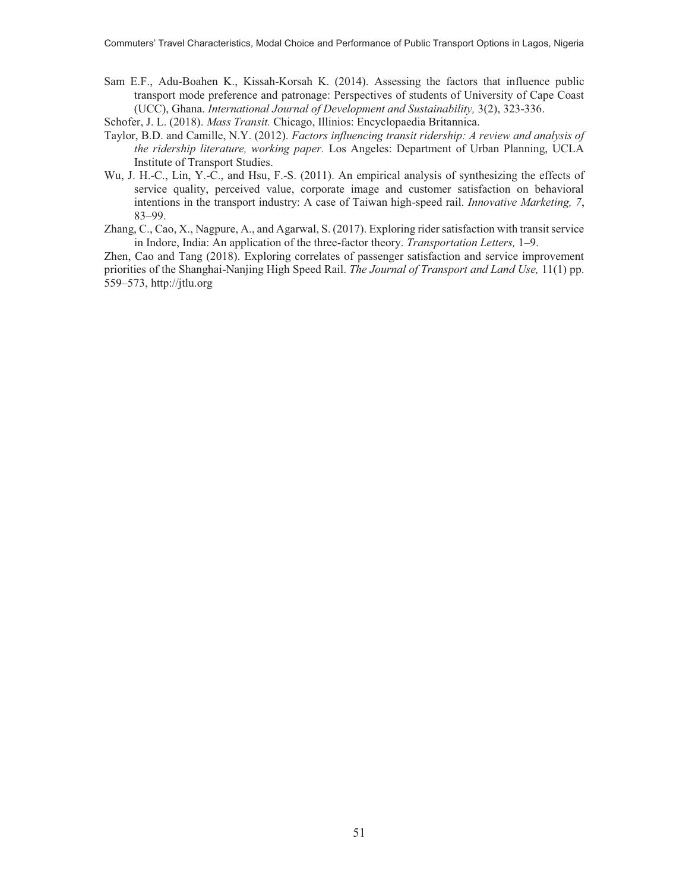Sam E.F., Adu-Boahen K., Kissah-Korsah K. (2014). Assessing the factors that influence public transport mode preference and patronage: Perspectives of students of University of Cape Coast (UCC), Ghana. *International Journal of Development and Sustainability,* 3(2), 323-336.

Schofer, J. L. (2018). *Mass Transit.* Chicago, Illinios: Encyclopaedia Britannica.

Taylor, B.D. and Camille, N.Y. (2012). *Factors influencing transit ridership: A review and analysis of the ridership literature, working paper.* Los Angeles: Department of Urban Planning, UCLA Institute of Transport Studies.

Wu, J. H.-C., Lin, Y.-C., and Hsu, F.-S. (2011). An empirical analysis of synthesizing the effects of service quality, perceived value, corporate image and customer satisfaction on behavioral intentions in the transport industry: A case of Taiwan high-speed rail. *Innovative Marketing, 7*, 83–99.

Zhang, C., Cao, X., Nagpure, A., and Agarwal, S. (2017). Exploring rider satisfaction with transit service in Indore, India: An application of the three-factor theory. *Transportation Letters,* 1–9.

Zhen, Cao and Tang (2018). Exploring correlates of passenger satisfaction and service improvement priorities of the Shanghai-Nanjing High Speed Rail. *The Journal of Transport and Land Use,* 11(1) pp. 559–573, http://jtlu.org